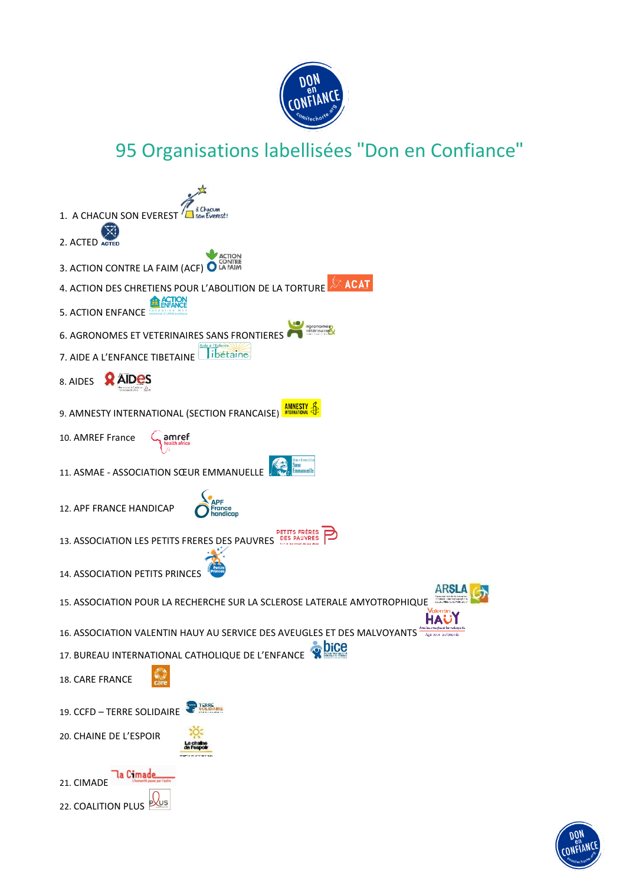# 95 Organisations labellisées "Don en Confiance"

1. A CHACUN SON EVEREST
2. ACTED
3. ACTION CONTRE LA FAIM (ACF)
4. ACTION DES CHRETIENS POUR L'ABOLITION DE LA TORTURE
5. ACTION ENFANCE
6. AGRONOMES ET VETERINAIRES SANS FRONTIERES
7. AIDE A L'ENFANCE TIBETAINE
8. AIDES
9. AMNESTY INTERNATIONAL (SECTION FRANCAISE)
10. AMREF France
11. ASMAE - ASSOCIATION SŒUR EMMANUELLE
12. APF FRANCE HANDICAP
13. ASSOCIATION LES PETITS FRERES DES PAUVRES
14. ASSOCIATION PETITS PRINCES
15. ASSOCIATION POUR LA RECHERCHE SUR LA SCLEROSE LATERALE AMYOTROPHIQUE
16. ASSOCIATION VALENTIN HAUY AU SERVICE DES AVEUGLES ET DES MALVOYANTS
17. BUREAU INTERNATIONAL CATHOLIQUE DE L'ENFANCE
18. CARE FRANCE
19. CCFD – TERRE SOLIDAIRE
20. CHAINE DE L'ESPOIR
21. CIMADE
22. COALITION PLUS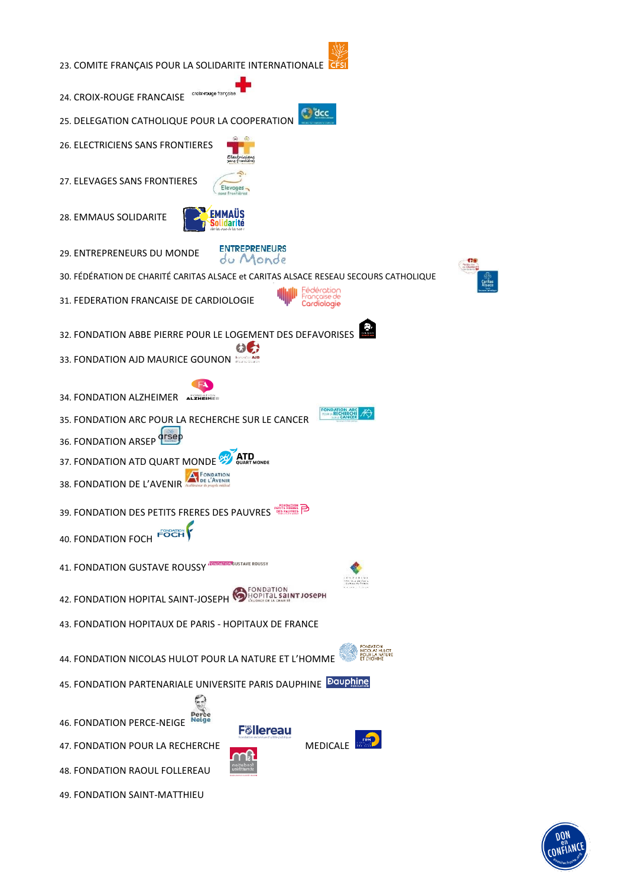23. COMITE FRANÇAIS POUR LA SOLIDARITE INTERNATIONALE
24. CROIX-ROUGE FRANCAISE
25. DELEGATION CATHOLIQUE POUR LA COOPERATION
26. ELECTRICIENS SANS FRONTIERES
27. ELEVAGES SANS FRONTIERES
28. EMMAUS SOLIDARITE
29. ENTREPRENEURS DU MONDE
30. FÉDÉRATION DE CHARITÉ CARITAS ALSACE et CARITAS ALSACE RESEAU SECOURS CATHOLIQUE
31. FEDERATION FRANCAISE DE CARDIOLOGIE
32. FONDATION ABBE PIERRE POUR LE LOGEMENT DES DEFAVORISES
33. FONDATION AJD MAURICE GOUNON
34. FONDATION ALZHEIMER
35. FONDATION ARC POUR LA RECHERCHE SUR LE CANCER
36. FONDATION ARSEP
37. FONDATION ATD QUART MONDE
38. FONDATION DE L'AVENIR
39. FONDATION DES PETITS FRERES DES PAUVRES
40. FONDATION FOCH
41. FONDATION GUSTAVE ROUSSY
42. FONDATION HOPITAL SAINT-JOSEPH
43. FONDATION HOPITAUX DE PARIS - HOPITAUX DE FRANCE
44. FONDATION NICOLAS HULOT POUR LA NATURE ET L'HOMME
45. FONDATION PARTENARIALE UNIVERSITE PARIS DAUPHINE
46. FONDATION PERCE-NEIGE
47. FONDATION POUR LA RECHERCHE MEDICALE
48. FONDATION RAOUL FOLLEREAU
49. FONDATION SAINT-MATTHIEU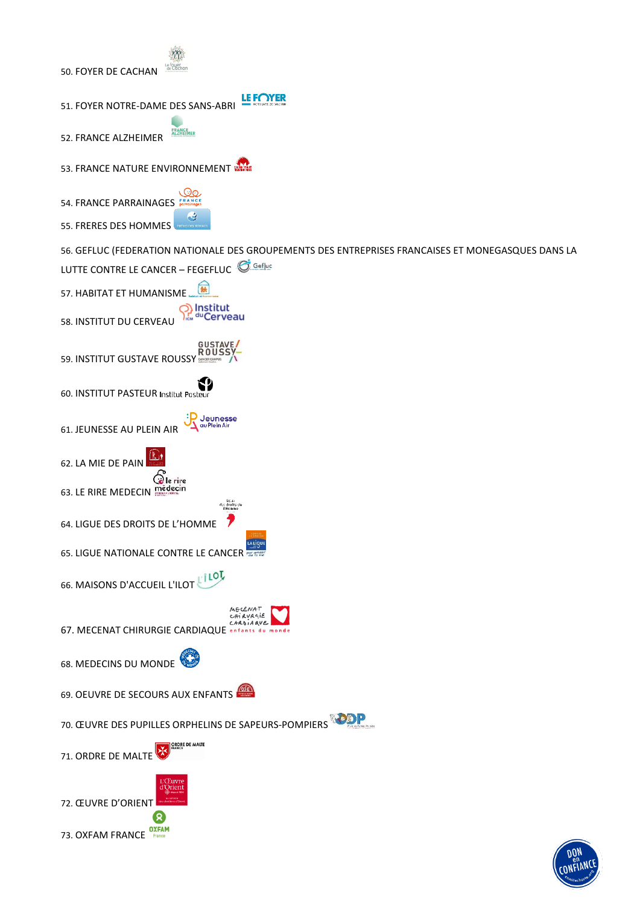50. FOYER DE CACHAN

51. FOYER NOTRE-DAME DES SANS-ABRI

52. FRANCE ALZHEIMER

53. FRANCE NATURE ENVIRONNEMENT

54. FRANCE PARRAINAGES

55. FRERES DES HOMMES

56. GEFLUC (FEDERATION NATIONALE DES GROUPEMENTS DES ENTREPRISES FRANCAISES ET MONEGASQUES DANS LA LUTTE CONTRE LE CANCER – FEGEFLUC

57. HABITAT ET HUMANISME

58. INSTITUT DU CERVEAU

59. INSTITUT GUSTAVE ROUSSY

60. INSTITUT PASTEUR

61. JEUNESSE AU PLEIN AIR

62. LA MIE DE PAIN

63. LE RIRE MEDECIN

64. LIGUE DES DROITS DE L'HOMME

65. LIGUE NATIONALE CONTRE LE CANCER

66. MAISONS D'ACCUEIL L'ILOT

67. MECENAT CHIRURGIE CARDIAQUE

68. MEDECINS DU MONDE

69. OEUVRE DE SECOURS AUX ENFANTS

70. ŒUVRE DES PUPILLES ORPHELINS DE SAPEURS-POMPIERS

71. ORDRE DE MALTE

72. ŒUVRE D'ORIENT

73. OXFAM FRANCE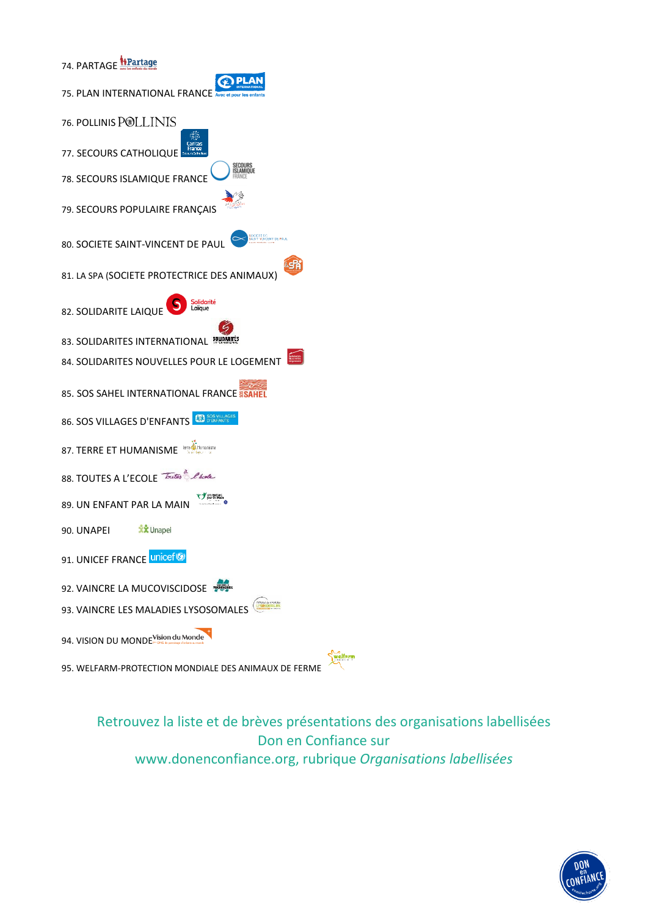74. PARTAGE

75. PLAN INTERNATIONAL FRANCE

76. POLLINIS

77. SECOURS CATHOLIQUE

78. SECOURS ISLAMIQUE FRANCE

79. SECOURS POPULAIRE FRANÇAIS

80. SOCIETE SAINT-VINCENT DE PAUL

81. LA SPA (SOCIETE PROTECTRICE DES ANIMAUX)

82. SOLIDARITE LAIQUE

83. SOLIDARITES INTERNATIONAL

84. SOLIDARITES NOUVELLES POUR LE LOGEMENT

85. SOS SAHEL INTERNATIONAL FRANCE

86. SOS VILLAGES D'ENFANTS

87. TERRE ET HUMANISME

88. TOUTES A L'ECOLE

89. UN ENFANT PAR LA MAIN

90. UNAPEI

91. UNICEF FRANCE

92. VAINCRE LA MUCOVISCIDOSE

93. VAINCRE LES MALADIES LYSOSOMALES

94. VISION DU MONDE

95. WELFARM-PROTECTION MONDIALE DES ANIMAUX DE FERME

Retrouvez la liste et de brèves présentations des organisations labellisées Don en Confiance sur www.donenconfiance.org, rubrique *Organisations labellisées*